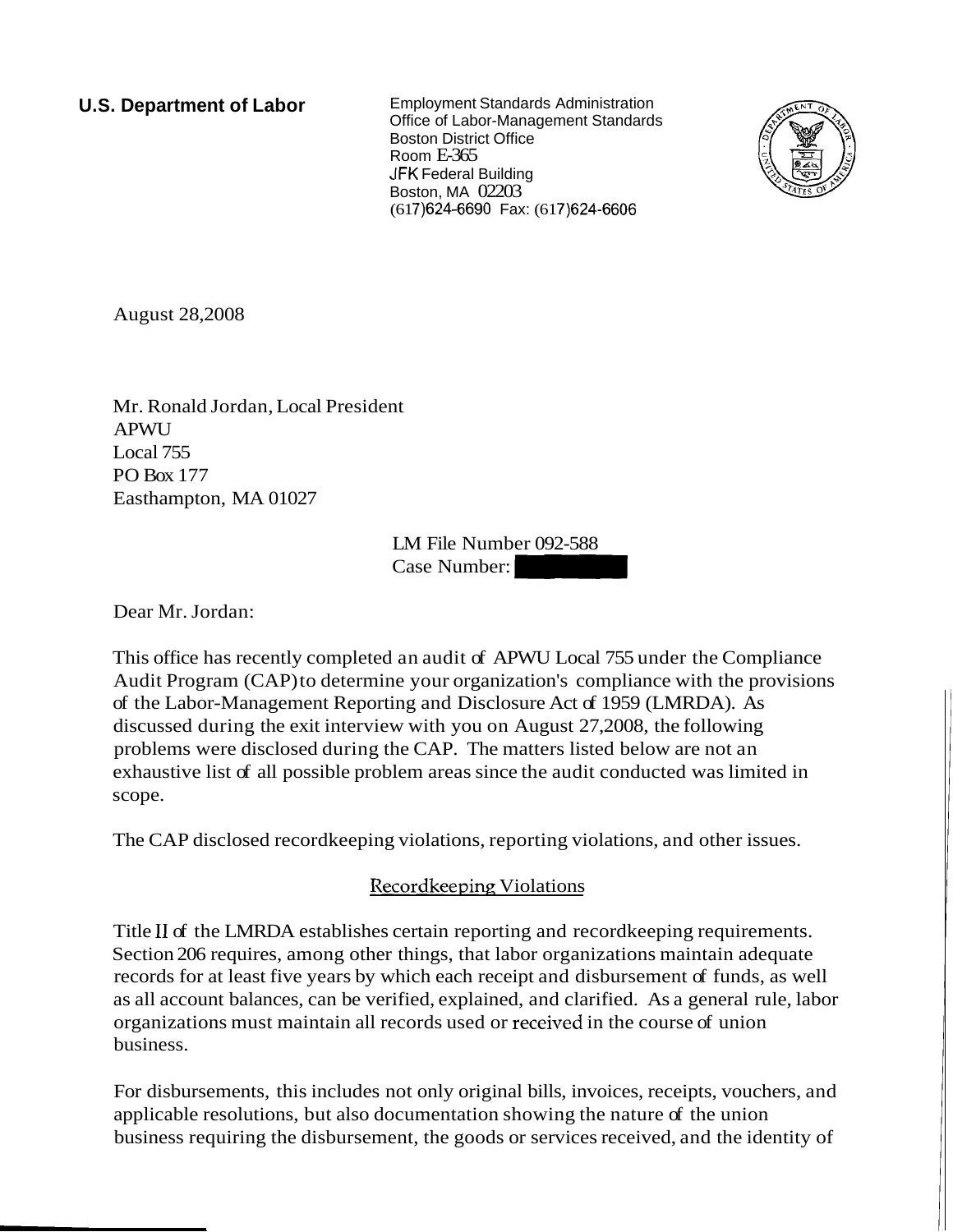**U.S. Department of Labor**

Employment Standards Administration
Office of Labor-Management Standards
Boston District Office
Room E-365
JFK Federal Building
Boston, MA 02203
(617)624-6690 Fax: (617)624-6606

August 28,2008

Mr. Ronald Jordan, Local President
APWU
Local 755
PO Box 177
Easthampton, MA 01027

LM File Number 092-588
Case Number: [redacted]

Dear Mr. Jordan:

This office has recently completed an audit of APWU Local 755 under the Compliance Audit Program (CAP) to determine your organization's compliance with the provisions of the Labor-Management Reporting and Disclosure Act of 1959 (LMRDA). As discussed during the exit interview with you on August 27,2008, the following problems were disclosed during the CAP. The matters listed below are not an exhaustive list of all possible problem areas since the audit conducted was limited in scope.

The CAP disclosed recordkeeping violations, reporting violations, and other issues.

## Recordkeeping Violations

Title II of the LMRDA establishes certain reporting and recordkeeping requirements. Section 206 requires, among other things, that labor organizations maintain adequate records for at least five years by which each receipt and disbursement of funds, as well as all account balances, can be verified, explained, and clarified. As a general rule, labor organizations must maintain all records used or received in the course of union business.

For disbursements, this includes not only original bills, invoices, receipts, vouchers, and applicable resolutions, but also documentation showing the nature of the union business requiring the disbursement, the goods or services received, and the identity of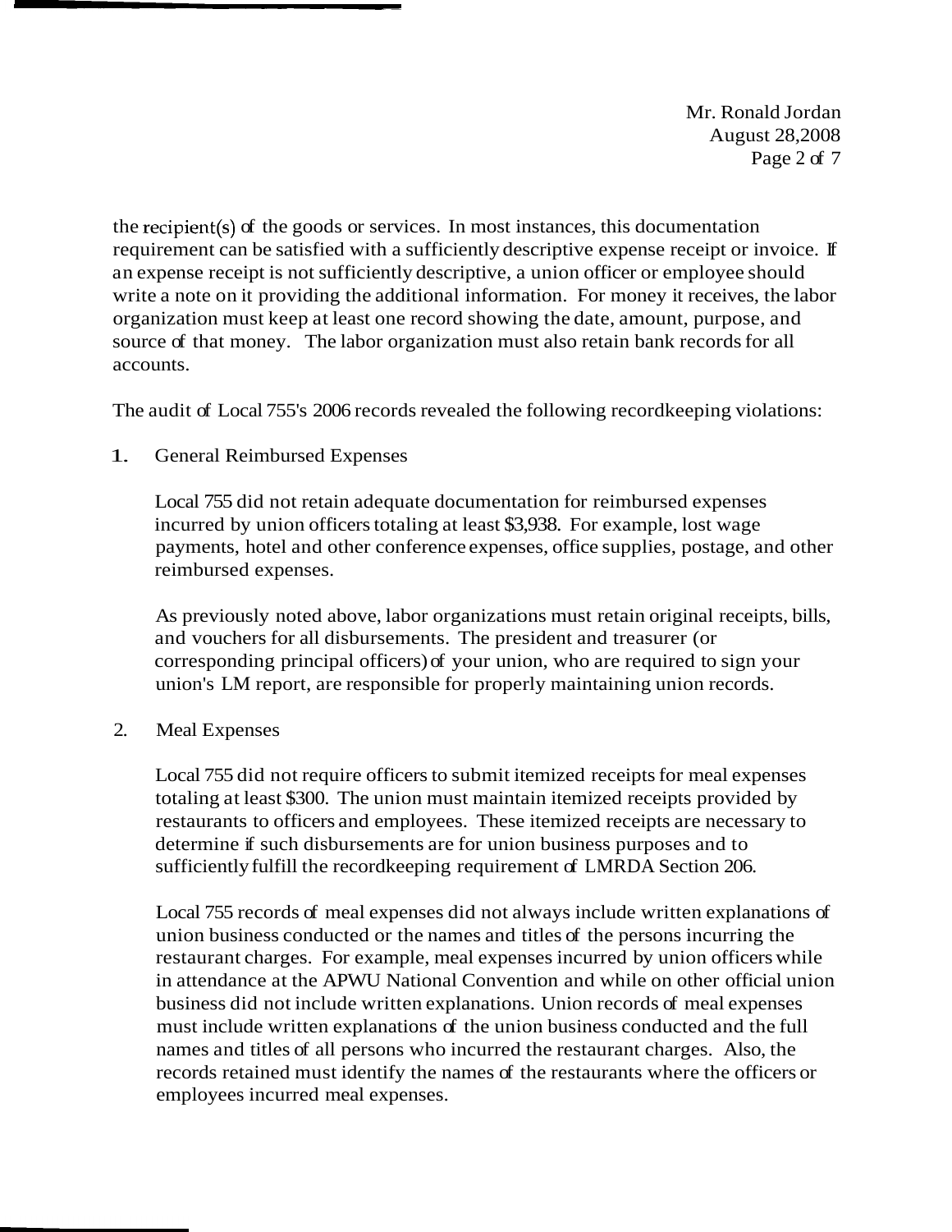the recipient(s) of the goods or services. In most instances, this documentation requirement can be satisfied with a sufficiently descriptive expense receipt or invoice. If an expense receipt is not sufficiently descriptive, a union officer or employee should write a note on it providing the additional information. For money it receives, the labor organization must keep at least one record showing the date, amount, purpose, and source of that money. The labor organization must also retain bank records for all accounts.

The audit of Local 755's 2006 records revealed the following recordkeeping violations:

1. General Reimbursed Expenses

   Local 755 did not retain adequate documentation for reimbursed expenses incurred by union officers totaling at least $3,938. For example, lost wage payments, hotel and other conference expenses, office supplies, postage, and other reimbursed expenses.

   As previously noted above, labor organizations must retain original receipts, bills, and vouchers for all disbursements. The president and treasurer (or corresponding principal officers) of your union, who are required to sign your union's LM report, are responsible for properly maintaining union records.

2. Meal Expenses

   Local 755 did not require officers to submit itemized receipts for meal expenses totaling at least $300. The union must maintain itemized receipts provided by restaurants to officers and employees. These itemized receipts are necessary to determine if such disbursements are for union business purposes and to sufficiently fulfill the recordkeeping requirement of LMRDA Section 206.

   Local 755 records of meal expenses did not always include written explanations of union business conducted or the names and titles of the persons incurring the restaurant charges. For example, meal expenses incurred by union officers while in attendance at the APWU National Convention and while on other official union business did not include written explanations. Union records of meal expenses must include written explanations of the union business conducted and the full names and titles of all persons who incurred the restaurant charges. Also, the records retained must identify the names of the restaurants where the officers or employees incurred meal expenses.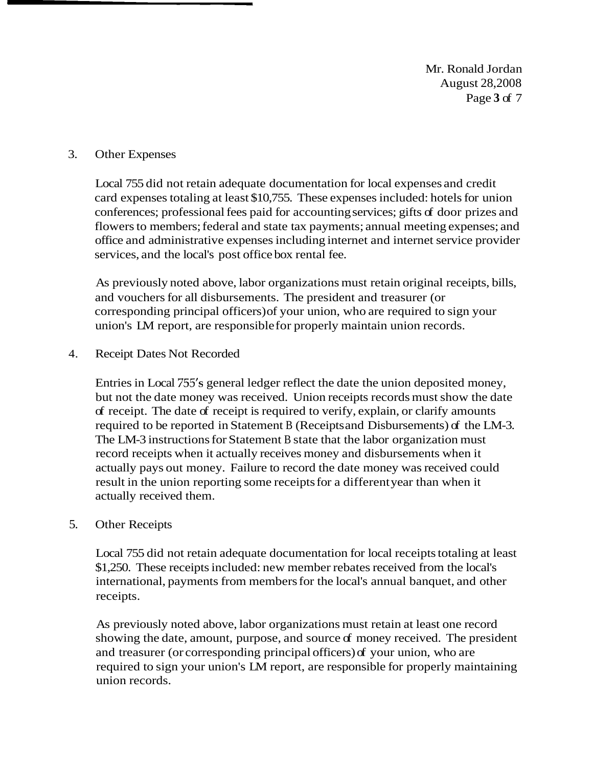3. Other Expenses

   Local 755 did not retain adequate documentation for local expenses and credit card expenses totaling at least $10,755. These expenses included: hotels for union conferences; professional fees paid for accounting services; gifts of door prizes and flowers to members; federal and state tax payments; annual meeting expenses; and office and administrative expenses including internet and internet service provider services, and the local's post office box rental fee.

   As previously noted above, labor organizations must retain original receipts, bills, and vouchers for all disbursements. The president and treasurer (or corresponding principal officers) of your union, who are required to sign your union's LM report, are responsible for properly maintain union records.

4. Receipt Dates Not Recorded

   Entries in Local 755's general ledger reflect the date the union deposited money, but not the date money was received. Union receipts records must show the date of receipt. The date of receipt is required to verify, explain, or clarify amounts required to be reported in Statement B (Receipts and Disbursements) of the LM-3. The LM-3 instructions for Statement B state that the labor organization must record receipts when it actually receives money and disbursements when it actually pays out money. Failure to record the date money was received could result in the union reporting some receipts for a different year than when it actually received them.

5. Other Receipts

   Local 755 did not retain adequate documentation for local receipts totaling at least $1,250. These receipts included: new member rebates received from the local's international, payments from members for the local's annual banquet, and other receipts.

   As previously noted above, labor organizations must retain at least one record showing the date, amount, purpose, and source of money received. The president and treasurer (or corresponding principal officers) of your union, who are required to sign your union's LM report, are responsible for properly maintaining union records.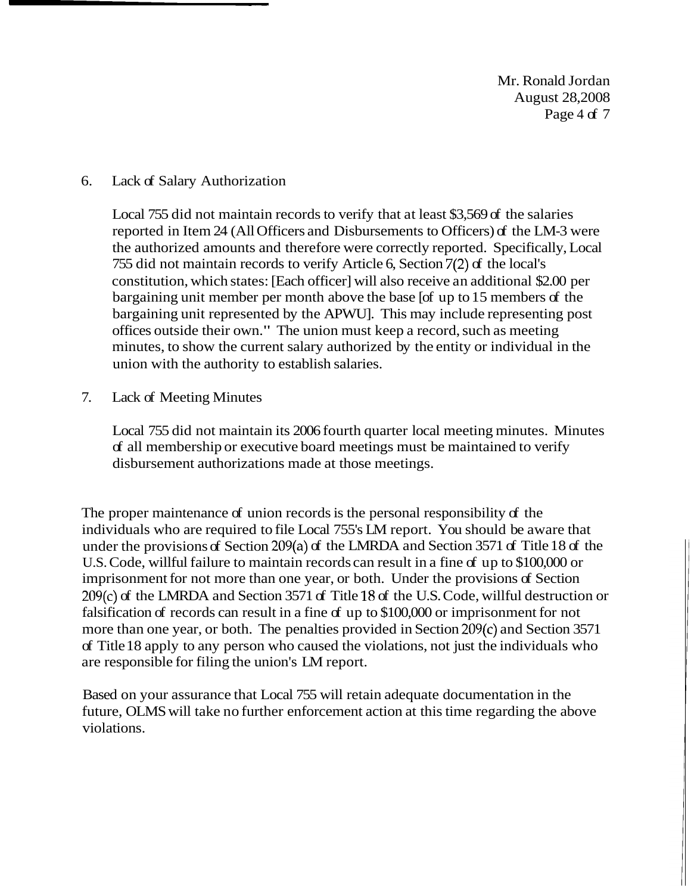Mr. Ronald Jordan
August 28,2008

6. Lack of Salary Authorization

   Local 755 did not maintain records to verify that at least $3,569 of the salaries reported in Item 24 (All Officers and Disbursements to Officers) of the LM-3 were the authorized amounts and therefore were correctly reported. Specifically, Local 755 did not maintain records to verify Article 6, Section 7(2) of the local's constitution, which states: [Each officer] will also receive an additional $2.00 per bargaining unit member per month above the base [of up to 15 members of the bargaining unit represented by the APWU]. This may include representing post offices outside their own." The union must keep a record, such as meeting minutes, to show the current salary authorized by the entity or individual in the union with the authority to establish salaries.

7. Lack of Meeting Minutes

   Local 755 did not maintain its 2006 fourth quarter local meeting minutes. Minutes of all membership or executive board meetings must be maintained to verify disbursement authorizations made at those meetings.

The proper maintenance of union records is the personal responsibility of the individuals who are required to file Local 755's LM report. You should be aware that under the provisions of Section 209(a) of the LMRDA and Section 3571 of Title 18 of the U.S. Code, willful failure to maintain records can result in a fine of up to $100,000 or imprisonment for not more than one year, or both. Under the provisions of Section 209(c) of the LMRDA and Section 3571 of Title 18 of the U.S. Code, willful destruction or falsification of records can result in a fine of up to $100,000 or imprisonment for not more than one year, or both. The penalties provided in Section 209(c) and Section 3571 of Title 18 apply to any person who caused the violations, not just the individuals who are responsible for filing the union's LM report.

Based on your assurance that Local 755 will retain adequate documentation in the future, OLMS will take no further enforcement action at this time regarding the above violations.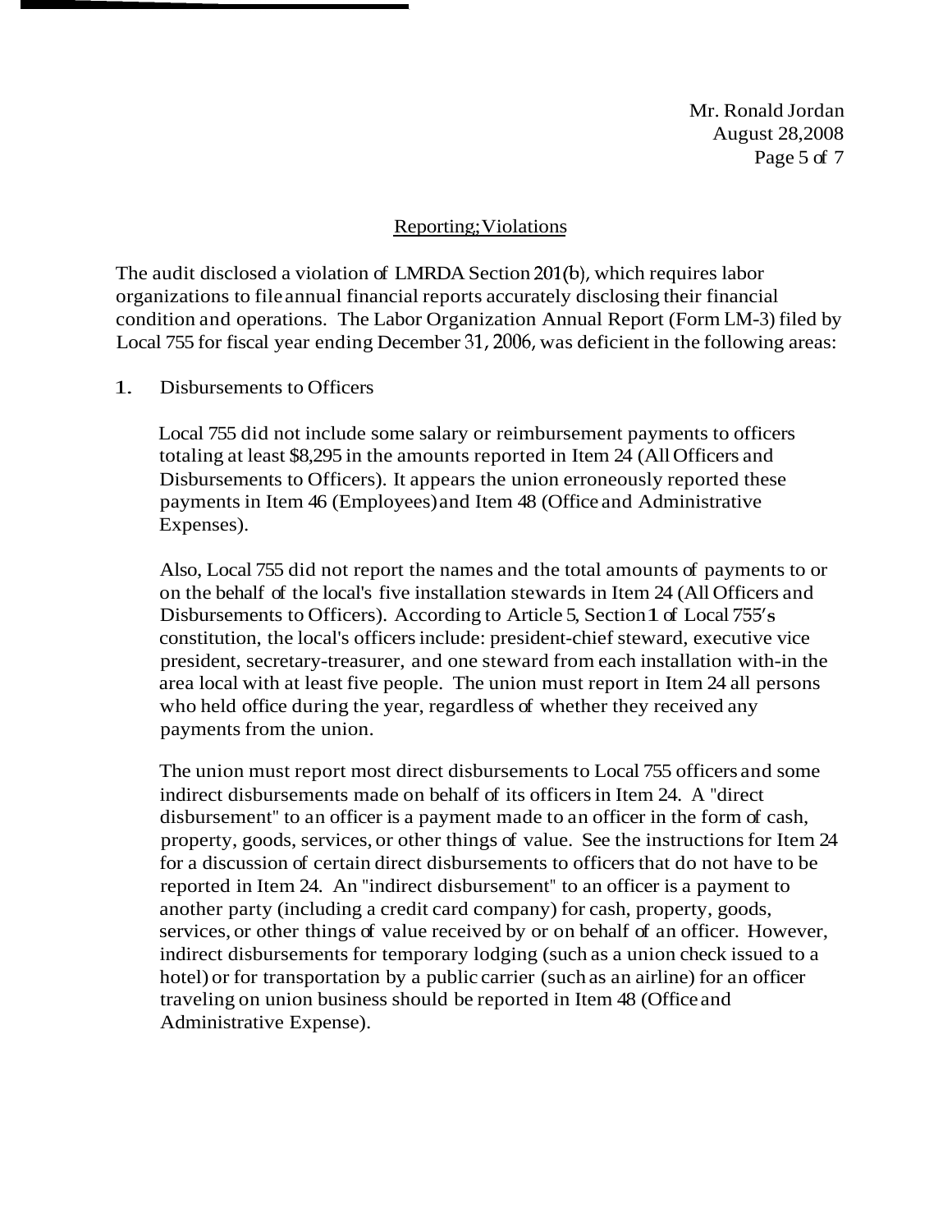Mr. Ronald Jordan
August 28,2008

## Reporting; Violations

The audit disclosed a violation of LMRDA Section 201(b), which requires labor organizations to file annual financial reports accurately disclosing their financial condition and operations. The Labor Organization Annual Report (Form LM-3) filed by Local 755 for fiscal year ending December 31, 2006, was deficient in the following areas:

1. Disbursements to Officers

   Local 755 did not include some salary or reimbursement payments to officers totaling at least $8,295 in the amounts reported in Item 24 (All Officers and Disbursements to Officers). It appears the union erroneously reported these payments in Item 46 (Employees) and Item 48 (Office and Administrative Expenses).

   Also, Local 755 did not report the names and the total amounts of payments to or on the behalf of the local's five installation stewards in Item 24 (All Officers and Disbursements to Officers). According to Article 5, Section 1 of Local 755's constitution, the local's officers include: president-chief steward, executive vice president, secretary-treasurer, and one steward from each installation with-in the area local with at least five people. The union must report in Item 24 all persons who held office during the year, regardless of whether they received any payments from the union.

   The union must report most direct disbursements to Local 755 officers and some indirect disbursements made on behalf of its officers in Item 24. A "direct disbursement" to an officer is a payment made to an officer in the form of cash, property, goods, services, or other things of value. See the instructions for Item 24 for a discussion of certain direct disbursements to officers that do not have to be reported in Item 24. An "indirect disbursement" to an officer is a payment to another party (including a credit card company) for cash, property, goods, services, or other things of value received by or on behalf of an officer. However, indirect disbursements for temporary lodging (such as a union check issued to a hotel) or for transportation by a public carrier (such as an airline) for an officer traveling on union business should be reported in Item 48 (Office and Administrative Expense).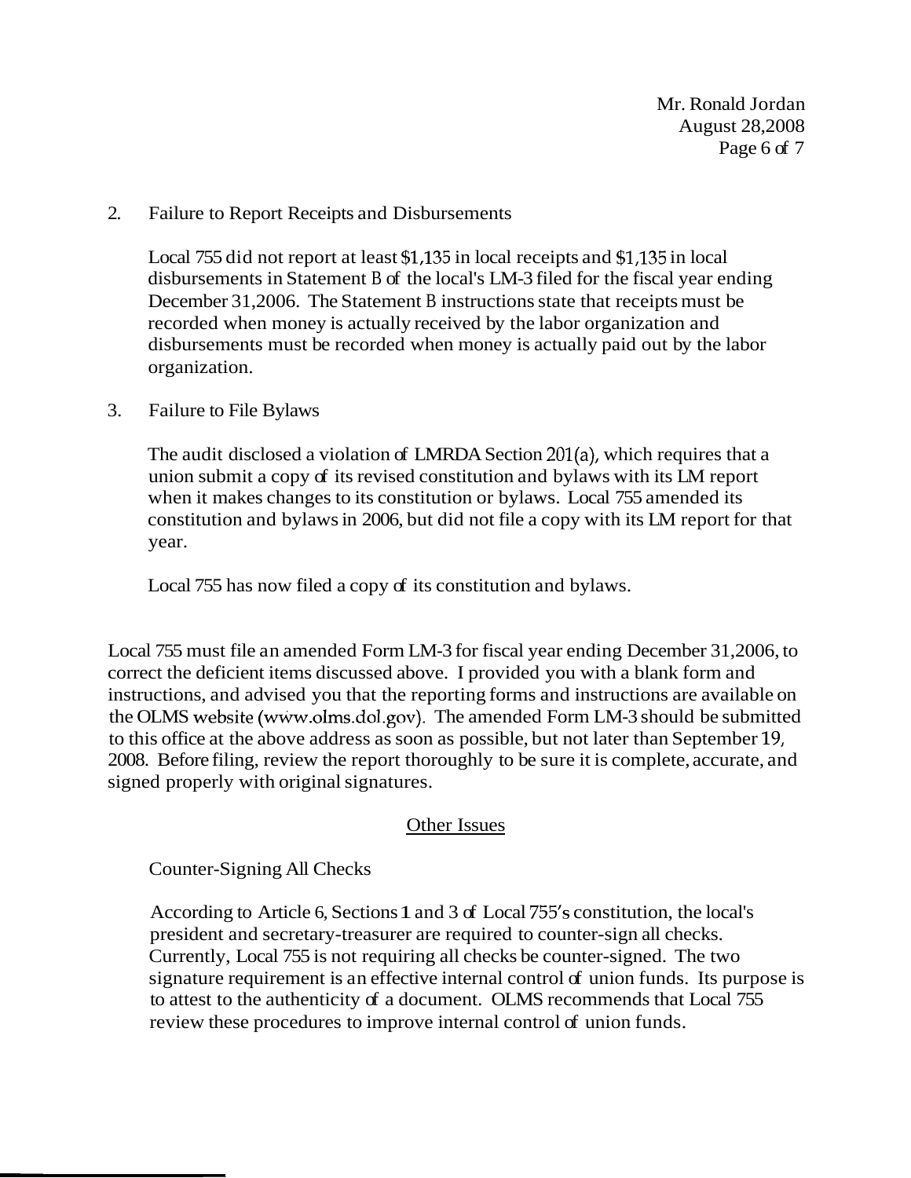2. Failure to Report Receipts and Disbursements

   Local 755 did not report at least $1,135 in local receipts and $1,135 in local disbursements in Statement B of the local's LM-3 filed for the fiscal year ending December 31,2006. The Statement B instructions state that receipts must be recorded when money is actually received by the labor organization and disbursements must be recorded when money is actually paid out by the labor organization.

3. Failure to File Bylaws

   The audit disclosed a violation of LMRDA Section 201(a), which requires that a union submit a copy of its revised constitution and bylaws with its LM report when it makes changes to its constitution or bylaws. Local 755 amended its constitution and bylaws in 2006, but did not file a copy with its LM report for that year.

   Local 755 has now filed a copy of its constitution and bylaws.

Local 755 must file an amended Form LM-3 for fiscal year ending December 31,2006, to correct the deficient items discussed above. I provided you with a blank form and instructions, and advised you that the reporting forms and instructions are available on the OLMS website (www.olms.dol.gov). The amended Form LM-3 should be submitted to this office at the above address as soon as possible, but not later than September 19, 2008. Before filing, review the report thoroughly to be sure it is complete, accurate, and signed properly with original signatures.

## Other Issues

Counter-Signing All Checks

According to Article 6, Sections 1 and 3 of Local 755's constitution, the local's president and secretary-treasurer are required to counter-sign all checks. Currently, Local 755 is not requiring all checks be counter-signed. The two signature requirement is an effective internal control of union funds. Its purpose is to attest to the authenticity of a document. OLMS recommends that Local 755 review these procedures to improve internal control of union funds.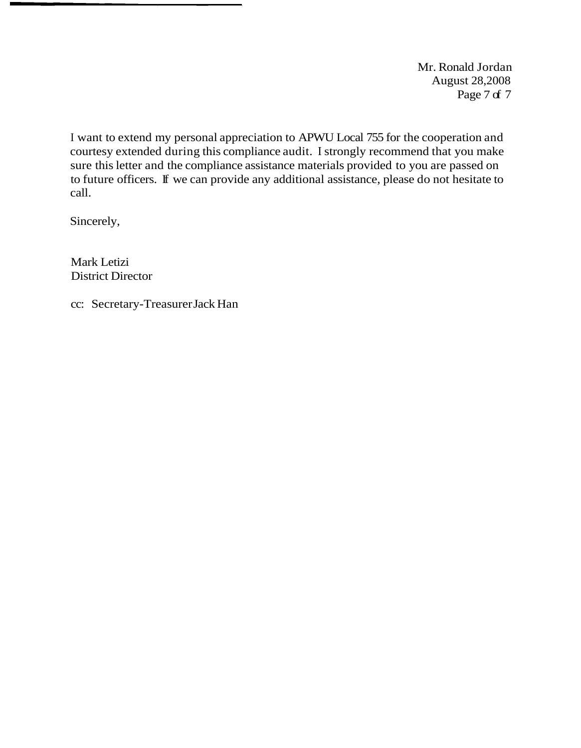I want to extend my personal appreciation to APWU Local 755 for the cooperation and courtesy extended during this compliance audit. I strongly recommend that you make sure this letter and the compliance assistance materials provided to you are passed on to future officers. If we can provide any additional assistance, please do not hesitate to call.

Sincerely,

Mark Letizi
District Director

cc: Secretary-Treasurer Jack Han